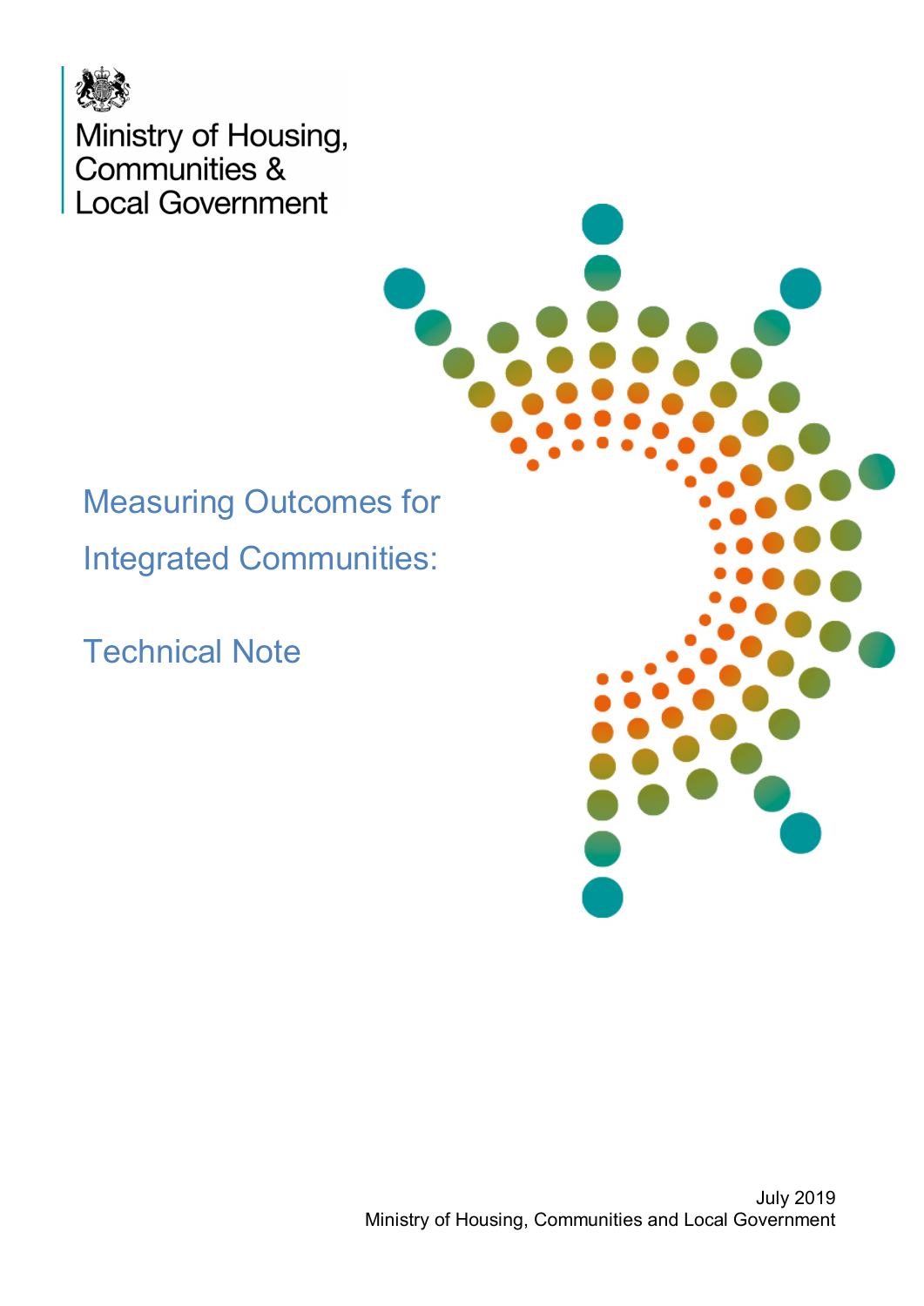Ministry of Housing, Communities & Local Government

# Measuring Outcomes for Integrated Communities:

## Technical Note

July 2019
Ministry of Housing, Communities and Local Government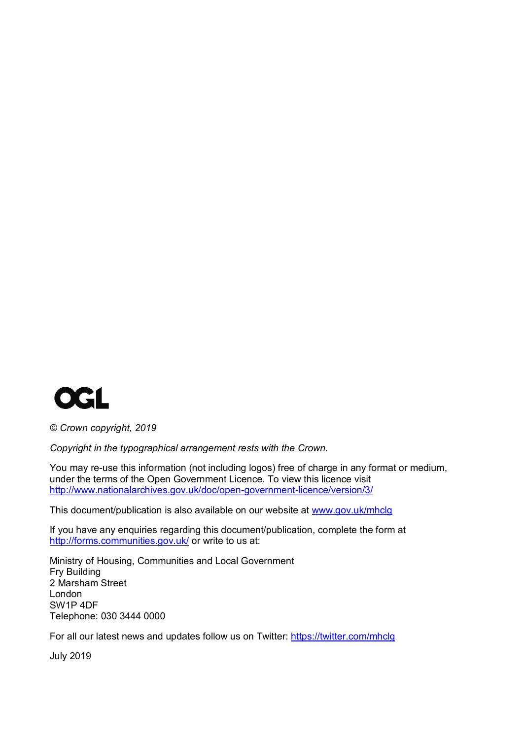OGL

*© Crown copyright, 2019*

*Copyright in the typographical arrangement rests with the Crown.*

You may re-use this information (not including logos) free of charge in any format or medium, under the terms of the Open Government Licence. To view this licence visit http://www.nationalarchives.gov.uk/doc/open-government-licence/version/3/

This document/publication is also available on our website at www.gov.uk/mhclg

If you have any enquiries regarding this document/publication, complete the form at http://forms.communities.gov.uk/ or write to us at:

Ministry of Housing, Communities and Local Government
Fry Building
2 Marsham Street
London
SW1P 4DF
Telephone: 030 3444 0000

For all our latest news and updates follow us on Twitter: https://twitter.com/mhclg

July 2019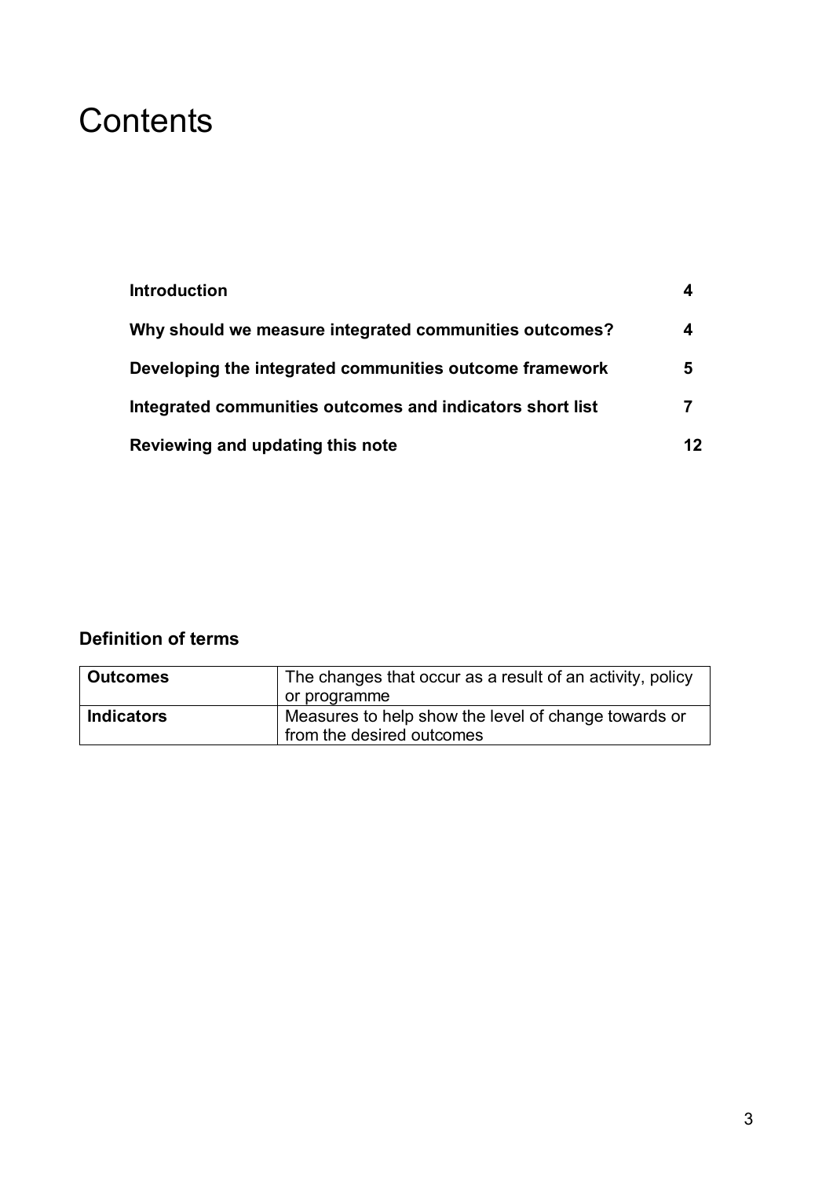# Contents

| | |
|---|---|
| **Introduction** | **4** |
| **Why should we measure integrated communities outcomes?** | **4** |
| **Developing the integrated communities outcome framework** | **5** |
| **Integrated communities outcomes and indicators short list** | **7** |
| **Reviewing and updating this note** | **12** |

### Definition of terms

| | |
|---|---|
| **Outcomes** | The changes that occur as a result of an activity, policy or programme |
| **Indicators** | Measures to help show the level of change towards or from the desired outcomes |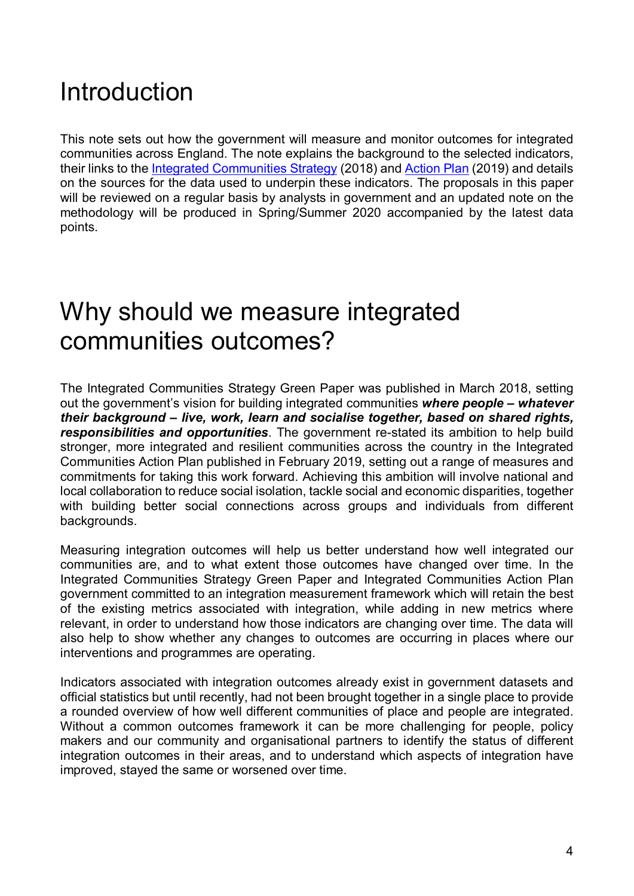# Introduction

This note sets out how the government will measure and monitor outcomes for integrated communities across England. The note explains the background to the selected indicators, their links to the Integrated Communities Strategy (2018) and Action Plan (2019) and details on the sources for the data used to underpin these indicators. The proposals in this paper will be reviewed on a regular basis by analysts in government and an updated note on the methodology will be produced in Spring/Summer 2020 accompanied by the latest data points.

# Why should we measure integrated communities outcomes?

The Integrated Communities Strategy Green Paper was published in March 2018, setting out the government's vision for building integrated communities ***where people – whatever their background – live, work, learn and socialise together, based on shared rights, responsibilities and opportunities***. The government re-stated its ambition to help build stronger, more integrated and resilient communities across the country in the Integrated Communities Action Plan published in February 2019, setting out a range of measures and commitments for taking this work forward. Achieving this ambition will involve national and local collaboration to reduce social isolation, tackle social and economic disparities, together with building better social connections across groups and individuals from different backgrounds.

Measuring integration outcomes will help us better understand how well integrated our communities are, and to what extent those outcomes have changed over time. In the Integrated Communities Strategy Green Paper and Integrated Communities Action Plan government committed to an integration measurement framework which will retain the best of the existing metrics associated with integration, while adding in new metrics where relevant, in order to understand how those indicators are changing over time. The data will also help to show whether any changes to outcomes are occurring in places where our interventions and programmes are operating.

Indicators associated with integration outcomes already exist in government datasets and official statistics but until recently, had not been brought together in a single place to provide a rounded overview of how well different communities of place and people are integrated. Without a common outcomes framework it can be more challenging for people, policy makers and our community and organisational partners to identify the status of different integration outcomes in their areas, and to understand which aspects of integration have improved, stayed the same or worsened over time.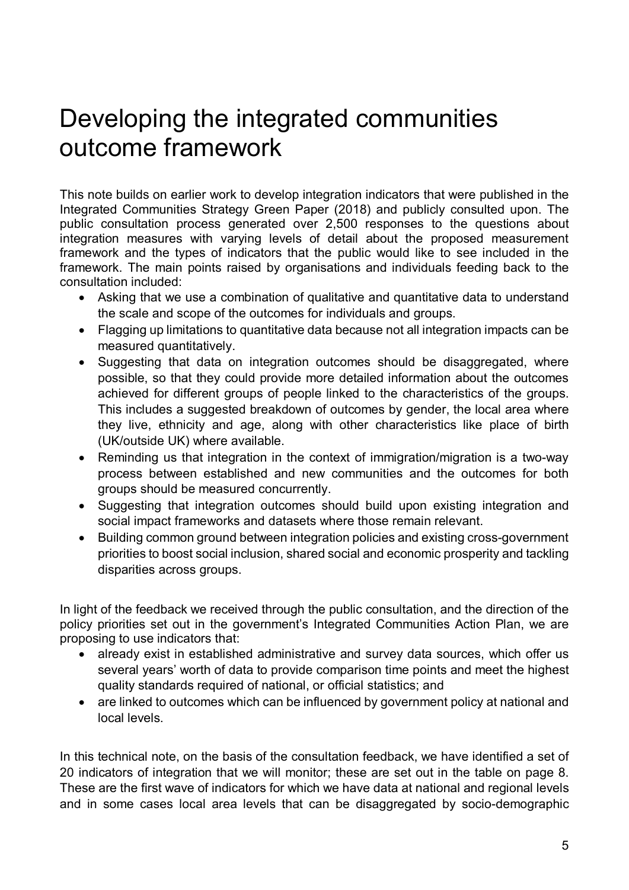# Developing the integrated communities outcome framework

This note builds on earlier work to develop integration indicators that were published in the Integrated Communities Strategy Green Paper (2018) and publicly consulted upon. The public consultation process generated over 2,500 responses to the questions about integration measures with varying levels of detail about the proposed measurement framework and the types of indicators that the public would like to see included in the framework. The main points raised by organisations and individuals feeding back to the consultation included:

- Asking that we use a combination of qualitative and quantitative data to understand the scale and scope of the outcomes for individuals and groups.
- Flagging up limitations to quantitative data because not all integration impacts can be measured quantitatively.
- Suggesting that data on integration outcomes should be disaggregated, where possible, so that they could provide more detailed information about the outcomes achieved for different groups of people linked to the characteristics of the groups. This includes a suggested breakdown of outcomes by gender, the local area where they live, ethnicity and age, along with other characteristics like place of birth (UK/outside UK) where available.
- Reminding us that integration in the context of immigration/migration is a two-way process between established and new communities and the outcomes for both groups should be measured concurrently.
- Suggesting that integration outcomes should build upon existing integration and social impact frameworks and datasets where those remain relevant.
- Building common ground between integration policies and existing cross-government priorities to boost social inclusion, shared social and economic prosperity and tackling disparities across groups.

In light of the feedback we received through the public consultation, and the direction of the policy priorities set out in the government's Integrated Communities Action Plan, we are proposing to use indicators that:

- already exist in established administrative and survey data sources, which offer us several years' worth of data to provide comparison time points and meet the highest quality standards required of national, or official statistics; and
- are linked to outcomes which can be influenced by government policy at national and local levels.

In this technical note, on the basis of the consultation feedback, we have identified a set of 20 indicators of integration that we will monitor; these are set out in the table on page 8. These are the first wave of indicators for which we have data at national and regional levels and in some cases local area levels that can be disaggregated by socio-demographic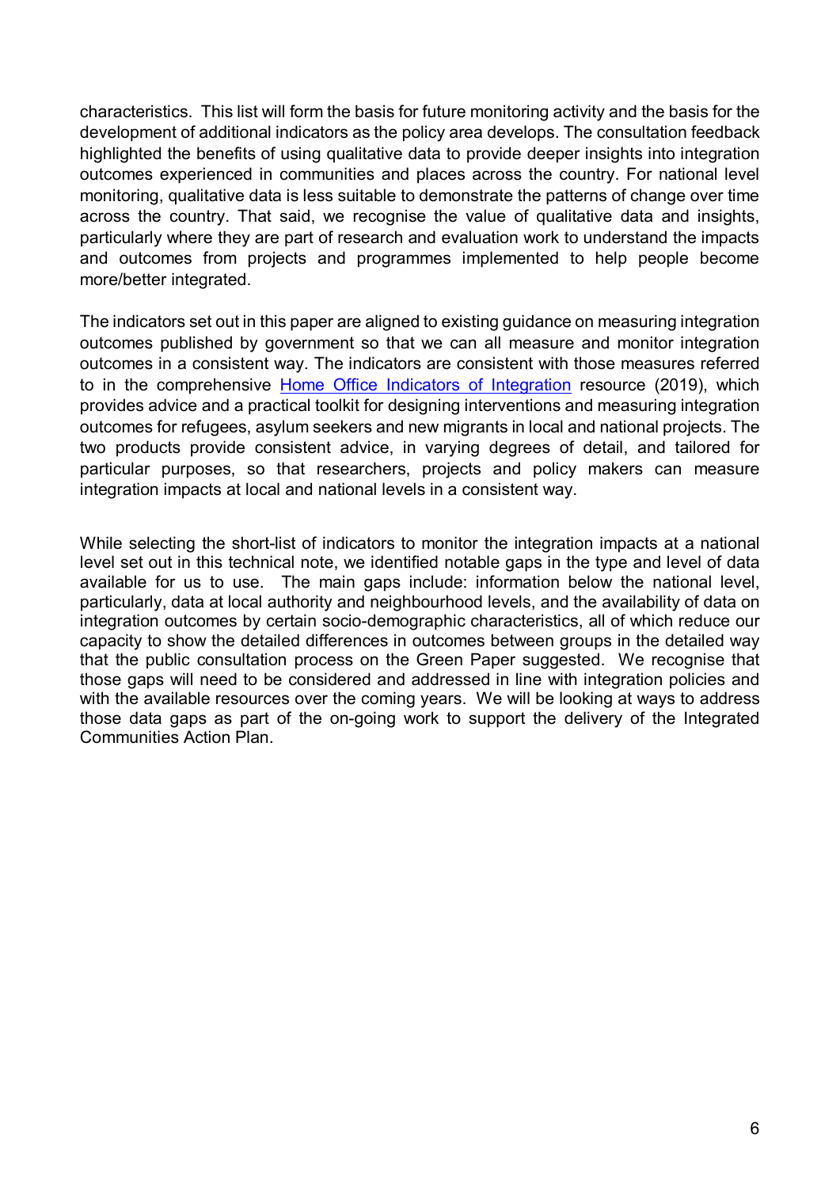characteristics. This list will form the basis for future monitoring activity and the basis for the development of additional indicators as the policy area develops. The consultation feedback highlighted the benefits of using qualitative data to provide deeper insights into integration outcomes experienced in communities and places across the country. For national level monitoring, qualitative data is less suitable to demonstrate the patterns of change over time across the country. That said, we recognise the value of qualitative data and insights, particularly where they are part of research and evaluation work to understand the impacts and outcomes from projects and programmes implemented to help people become more/better integrated.

The indicators set out in this paper are aligned to existing guidance on measuring integration outcomes published by government so that we can all measure and monitor integration outcomes in a consistent way. The indicators are consistent with those measures referred to in the comprehensive Home Office Indicators of Integration resource (2019), which provides advice and a practical toolkit for designing interventions and measuring integration outcomes for refugees, asylum seekers and new migrants in local and national projects. The two products provide consistent advice, in varying degrees of detail, and tailored for particular purposes, so that researchers, projects and policy makers can measure integration impacts at local and national levels in a consistent way.

While selecting the short-list of indicators to monitor the integration impacts at a national level set out in this technical note, we identified notable gaps in the type and level of data available for us to use. The main gaps include: information below the national level, particularly, data at local authority and neighbourhood levels, and the availability of data on integration outcomes by certain socio-demographic characteristics, all of which reduce our capacity to show the detailed differences in outcomes between groups in the detailed way that the public consultation process on the Green Paper suggested. We recognise that those gaps will need to be considered and addressed in line with integration policies and with the available resources over the coming years. We will be looking at ways to address those data gaps as part of the on-going work to support the delivery of the Integrated Communities Action Plan.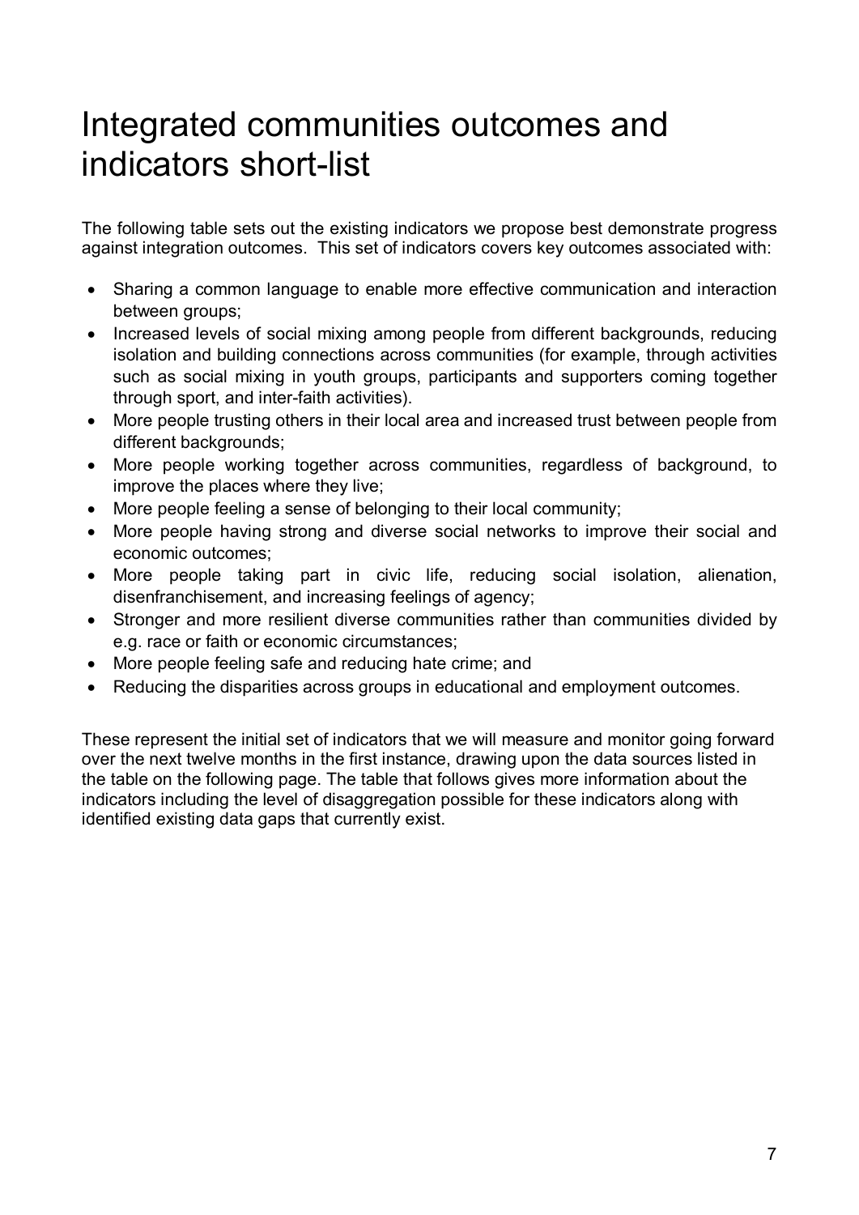# Integrated communities outcomes and indicators short-list

The following table sets out the existing indicators we propose best demonstrate progress against integration outcomes. This set of indicators covers key outcomes associated with:

- Sharing a common language to enable more effective communication and interaction between groups;
- Increased levels of social mixing among people from different backgrounds, reducing isolation and building connections across communities (for example, through activities such as social mixing in youth groups, participants and supporters coming together through sport, and inter-faith activities).
- More people trusting others in their local area and increased trust between people from different backgrounds;
- More people working together across communities, regardless of background, to improve the places where they live;
- More people feeling a sense of belonging to their local community;
- More people having strong and diverse social networks to improve their social and economic outcomes;
- More people taking part in civic life, reducing social isolation, alienation, disenfranchisement, and increasing feelings of agency;
- Stronger and more resilient diverse communities rather than communities divided by e.g. race or faith or economic circumstances;
- More people feeling safe and reducing hate crime; and
- Reducing the disparities across groups in educational and employment outcomes.

These represent the initial set of indicators that we will measure and monitor going forward over the next twelve months in the first instance, drawing upon the data sources listed in the table on the following page. The table that follows gives more information about the indicators including the level of disaggregation possible for these indicators along with identified existing data gaps that currently exist.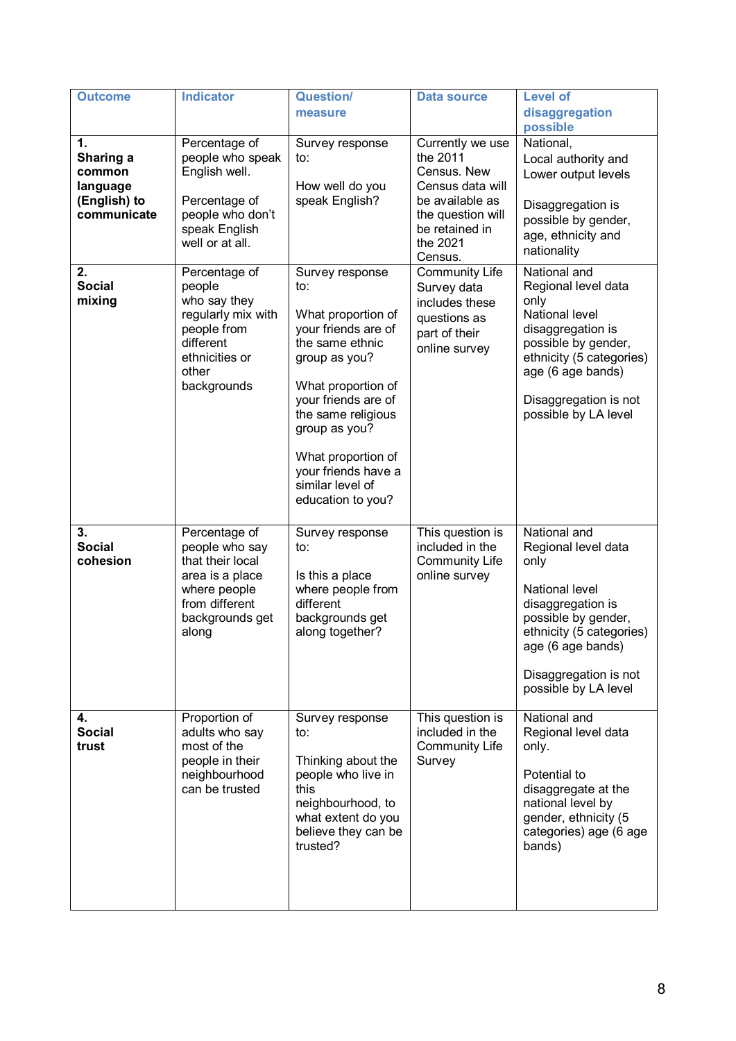| Outcome | Indicator | Question/ measure | Data source | Level of disaggregation possible |
|---|---|---|---|---|
| **1. Sharing a common language (English) to communicate** | Percentage of people who speak English well.<br><br>Percentage of people who don't speak English well or at all. | Survey response to:<br><br>How well do you speak English? | Currently we use the 2011 Census. New Census data will be available as the question will be retained in the 2021 Census. | National, Local authority and Lower output levels<br><br>Disaggregation is possible by gender, age, ethnicity and nationality |
| **2. Social mixing** | Percentage of people who say they regularly mix with people from different ethnicities or other backgrounds | Survey response to:<br><br>What proportion of your friends are of the same ethnic group as you?<br><br>What proportion of your friends are of the same religious group as you?<br><br>What proportion of your friends have a similar level of education to you? | Community Life Survey data includes these questions as part of their online survey | National and Regional level data only<br>National level disaggregation is possible by gender, ethnicity (5 categories) age (6 age bands)<br><br>Disaggregation is not possible by LA level |
| **3. Social cohesion** | Percentage of people who say that their local area is a place where people from different backgrounds get along | Survey response to:<br><br>Is this a place where people from different backgrounds get along together? | This question is included in the Community Life online survey | National and Regional level data only<br><br>National level disaggregation is possible by gender, ethnicity (5 categories) age (6 age bands)<br><br>Disaggregation is not possible by LA level |
| **4. Social trust** | Proportion of adults who say most of the people in their neighbourhood can be trusted | Survey response to:<br><br>Thinking about the people who live in this neighbourhood, to what extent do you believe they can be trusted? | This question is included in the Community Life Survey | National and Regional level data only.<br><br>Potential to disaggregate at the national level by gender, ethnicity (5 categories) age (6 age bands) |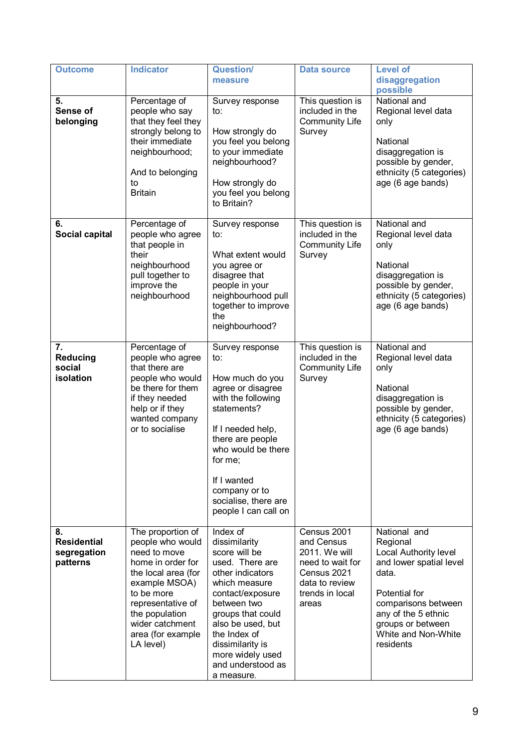| Outcome | Indicator | Question/ measure | Data source | Level of disaggregation possible |
|---|---|---|---|---|
| **5. Sense of belonging** | Percentage of people who say that they feel they strongly belong to their immediate neighbourhood;<br><br>And to belonging to Britain | Survey response to:<br><br>How strongly do you feel you belong to your immediate neighbourhood?<br><br>How strongly do you feel you belong to Britain? | This question is included in the Community Life Survey | National and Regional level data only<br><br>National disaggregation is possible by gender, ethnicity (5 categories) age (6 age bands) |
| **6. Social capital** | Percentage of people who agree that people in their neighbourhood pull together to improve the neighbourhood | Survey response to:<br><br>What extent would you agree or disagree that people in your neighbourhood pull together to improve the neighbourhood? | This question is included in the Community Life Survey | National and Regional level data only<br><br>National disaggregation is possible by gender, ethnicity (5 categories) age (6 age bands) |
| **7. Reducing social isolation** | Percentage of people who agree that there are people who would be there for them if they needed help or if they wanted company or to socialise | Survey response to:<br><br>How much do you agree or disagree with the following statements?<br><br>If I needed help, there are people who would be there for me;<br><br>If I wanted company or to socialise, there are people I can call on | This question is included in the Community Life Survey | National and Regional level data only<br><br>National disaggregation is possible by gender, ethnicity (5 categories) age (6 age bands) |
| **8. Residential segregation patterns** | The proportion of people who would need to move home in order for the local area (for example MSOA) to be more representative of the population wider catchment area (for example LA level) | Index of dissimilarity score will be used. There are other indicators which measure contact/exposure between two groups that could also be used, but the Index of dissimilarity is more widely used and understood as a measure. | Census 2001 and Census 2011. We will need to wait for Census 2021 data to review trends in local areas | National and Regional Local Authority level and lower spatial level data.<br><br>Potential for comparisons between any of the 5 ethnic groups or between White and Non-White residents |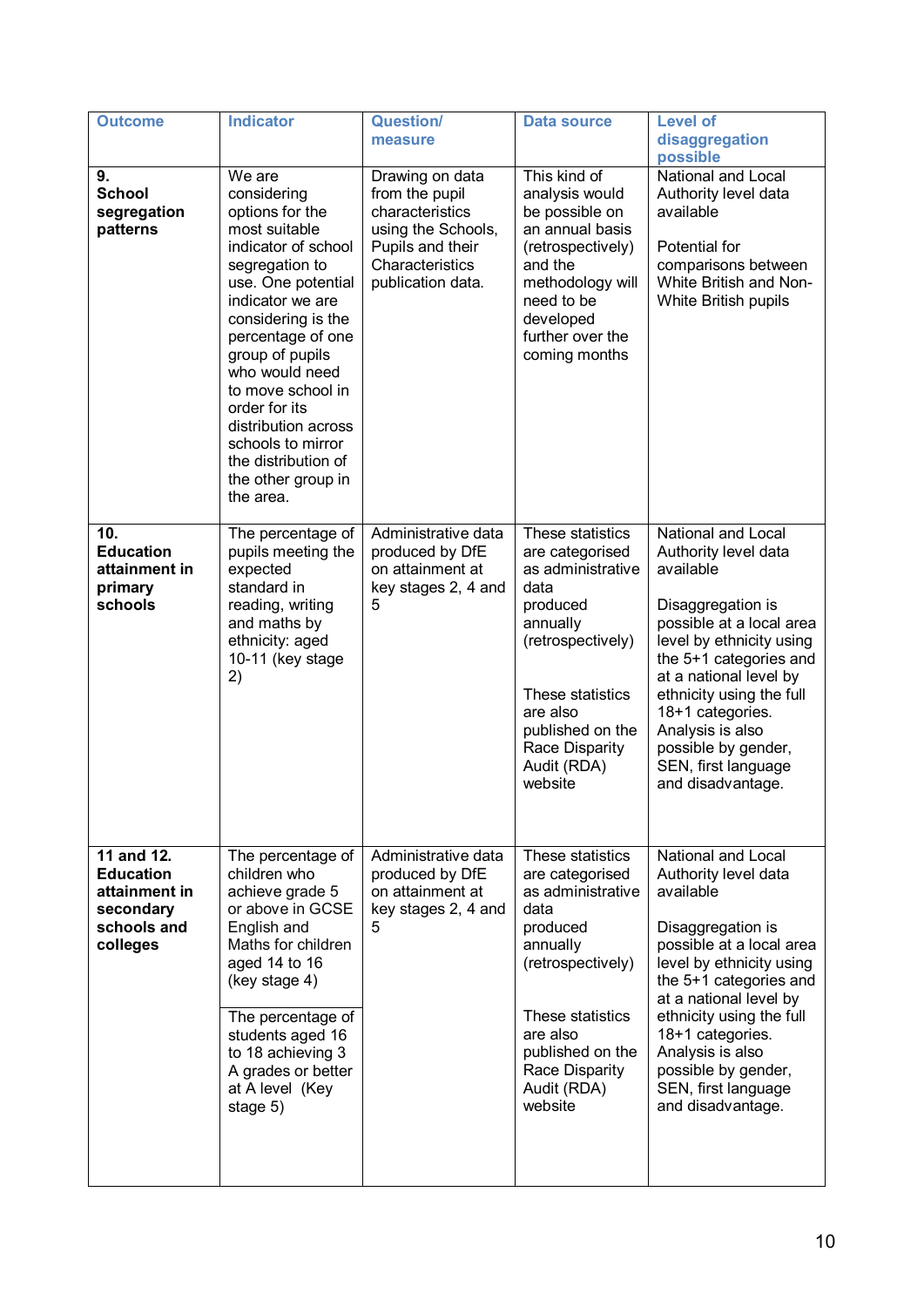| Outcome | Indicator | Question/ measure | Data source | Level of disaggregation possible |
|---|---|---|---|---|
| **9. School segregation patterns** | We are considering options for the most suitable indicator of school segregation to use. One potential indicator we are considering is the percentage of one group of pupils who would need to move school in order for its distribution across schools to mirror the distribution of the other group in the area. | Drawing on data from the pupil characteristics using the Schools, Pupils and their Characteristics publication data. | This kind of analysis would be possible on an annual basis (retrospectively) and the methodology will need to be developed further over the coming months | National and Local Authority level data available<br><br>Potential for comparisons between White British and Non-White British pupils |
| **10. Education attainment in primary schools** | The percentage of pupils meeting the expected standard in reading, writing and maths by ethnicity: aged 10-11 (key stage 2) | Administrative data produced by DfE on attainment at key stages 2, 4 and 5 | These statistics are categorised as administrative data produced annually (retrospectively)<br><br>These statistics are also published on the Race Disparity Audit (RDA) website | National and Local Authority level data available<br><br>Disaggregation is possible at a local area level by ethnicity using the 5+1 categories and at a national level by ethnicity using the full 18+1 categories. Analysis is also possible by gender, SEN, first language and disadvantage. |
| **11 and 12. Education attainment in secondary schools and colleges** | The percentage of children who achieve grade 5 or above in GCSE English and Maths for children aged 14 to 16 (key stage 4)<br><br>The percentage of students aged 16 to 18 achieving 3 A grades or better at A level (Key stage 5) | Administrative data produced by DfE on attainment at key stages 2, 4 and 5 | These statistics are categorised as administrative data produced annually (retrospectively)<br><br>These statistics are also published on the Race Disparity Audit (RDA) website | National and Local Authority level data available<br><br>Disaggregation is possible at a local area level by ethnicity using the 5+1 categories and at a national level by ethnicity using the full 18+1 categories. Analysis is also possible by gender, SEN, first language and disadvantage. |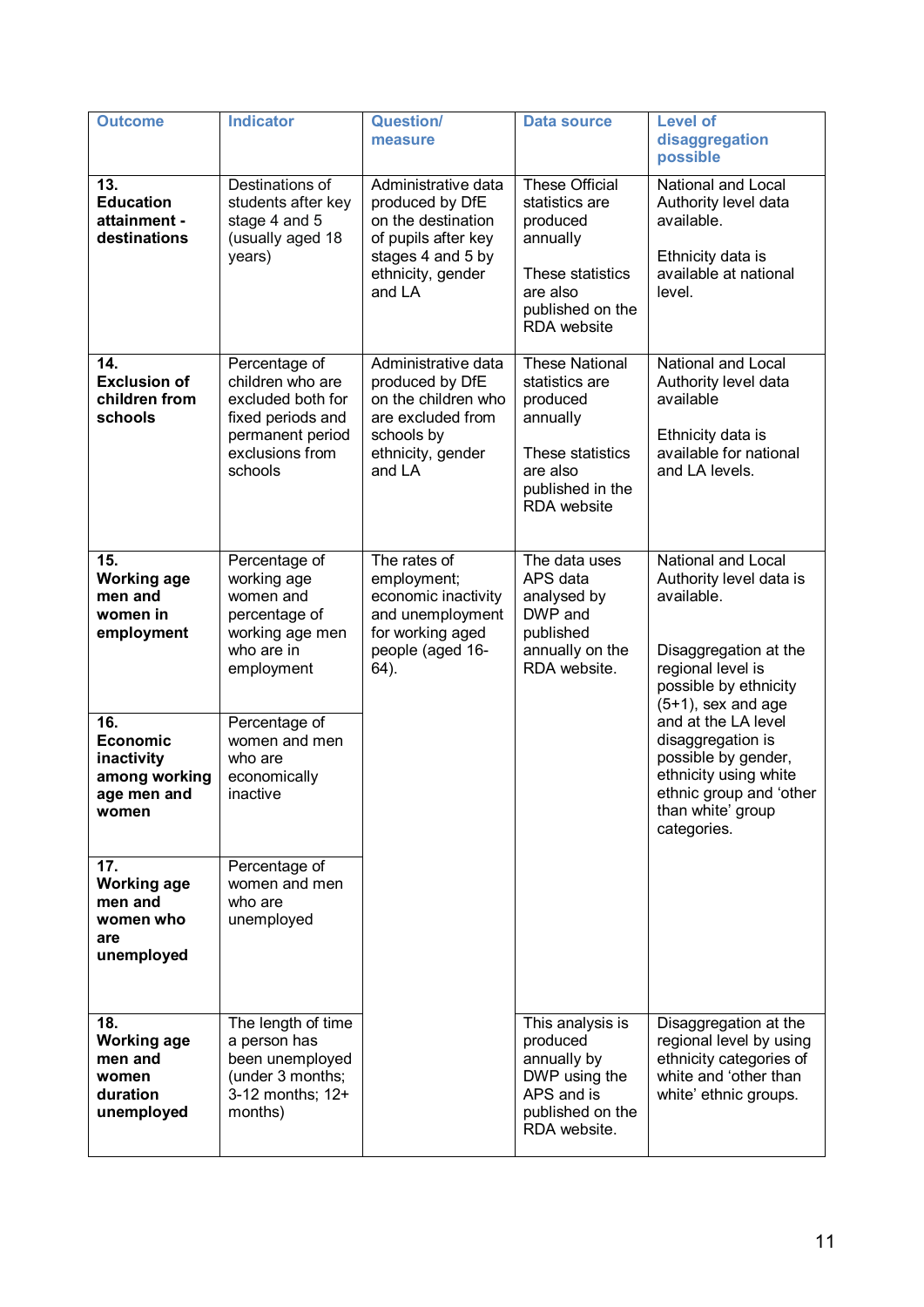| Outcome | Indicator | Question/ measure | Data source | Level of disaggregation possible |
|---|---|---|---|---|
| **13. Education attainment - destinations** | Destinations of students after key stage 4 and 5 (usually aged 18 years) | Administrative data produced by DfE on the destination of pupils after key stages 4 and 5 by ethnicity, gender and LA | These Official statistics are produced annually<br><br>These statistics are also published on the RDA website | National and Local Authority level data available.<br><br>Ethnicity data is available at national level. |
| **14. Exclusion of children from schools** | Percentage of children who are excluded both for fixed periods and permanent period exclusions from schools | Administrative data produced by DfE on the children who are excluded from schools by ethnicity, gender and LA | These National statistics are produced annually<br><br>These statistics are also published in the RDA website | National and Local Authority level data available<br><br>Ethnicity data is available for national and LA levels. |
| **15. Working age men and women in employment** | Percentage of working age women and percentage of working age men who are in employment | The rates of employment; economic inactivity and unemployment for working aged people (aged 16-64). | The data uses APS data analysed by DWP and published annually on the RDA website. | National and Local Authority level data is available.<br><br>Disaggregation at the regional level is possible by ethnicity (5+1), sex and age and at the LA level disaggregation is possible by gender, ethnicity using white ethnic group and 'other than white' group categories. |
| **16. Economic inactivity among working age men and women** | Percentage of women and men who are economically inactive | | | |
| **17. Working age men and women who are unemployed** | Percentage of women and men who are unemployed | | | |
| **18. Working age men and women duration unemployed** | The length of time a person has been unemployed (under 3 months; 3-12 months; 12+ months) | | This analysis is produced annually by DWP using the APS and is published on the RDA website. | Disaggregation at the regional level by using ethnicity categories of white and 'other than white' ethnic groups. |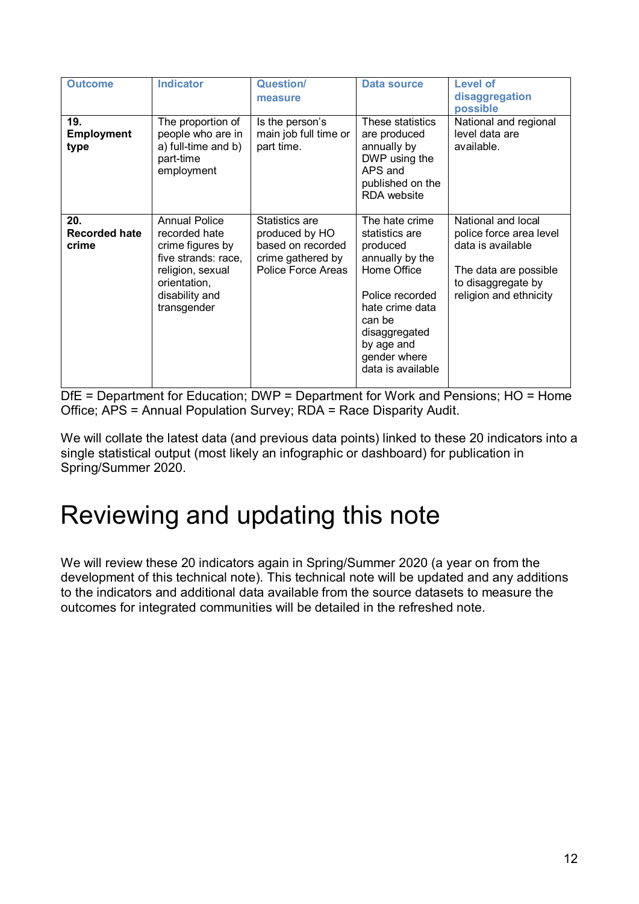| Outcome | Indicator | Question/ measure | Data source | Level of disaggregation possible |
| --- | --- | --- | --- | --- |
| **19. Employment type** | The proportion of people who are in a) full-time and b) part-time employment | Is the person's main job full time or part time. | These statistics are produced annually by DWP using the APS and published on the RDA website | National and regional level data are available. |
| **20. Recorded hate crime** | Annual Police recorded hate crime figures by five strands: race, religion, sexual orientation, disability and transgender | Statistics are produced by HO based on recorded crime gathered by Police Force Areas | The hate crime statistics are produced annually by the Home Office<br><br>Police recorded hate crime data can be disaggregated by age and gender where data is available | National and local police force area level data is available<br><br>The data are possible to disaggregate by religion and ethnicity |

DfE = Department for Education; DWP = Department for Work and Pensions; HO = Home Office; APS = Annual Population Survey; RDA = Race Disparity Audit.

We will collate the latest data (and previous data points) linked to these 20 indicators into a single statistical output (most likely an infographic or dashboard) for publication in Spring/Summer 2020.

# Reviewing and updating this note

We will review these 20 indicators again in Spring/Summer 2020 (a year on from the development of this technical note). This technical note will be updated and any additions to the indicators and additional data available from the source datasets to measure the outcomes for integrated communities will be detailed in the refreshed note.